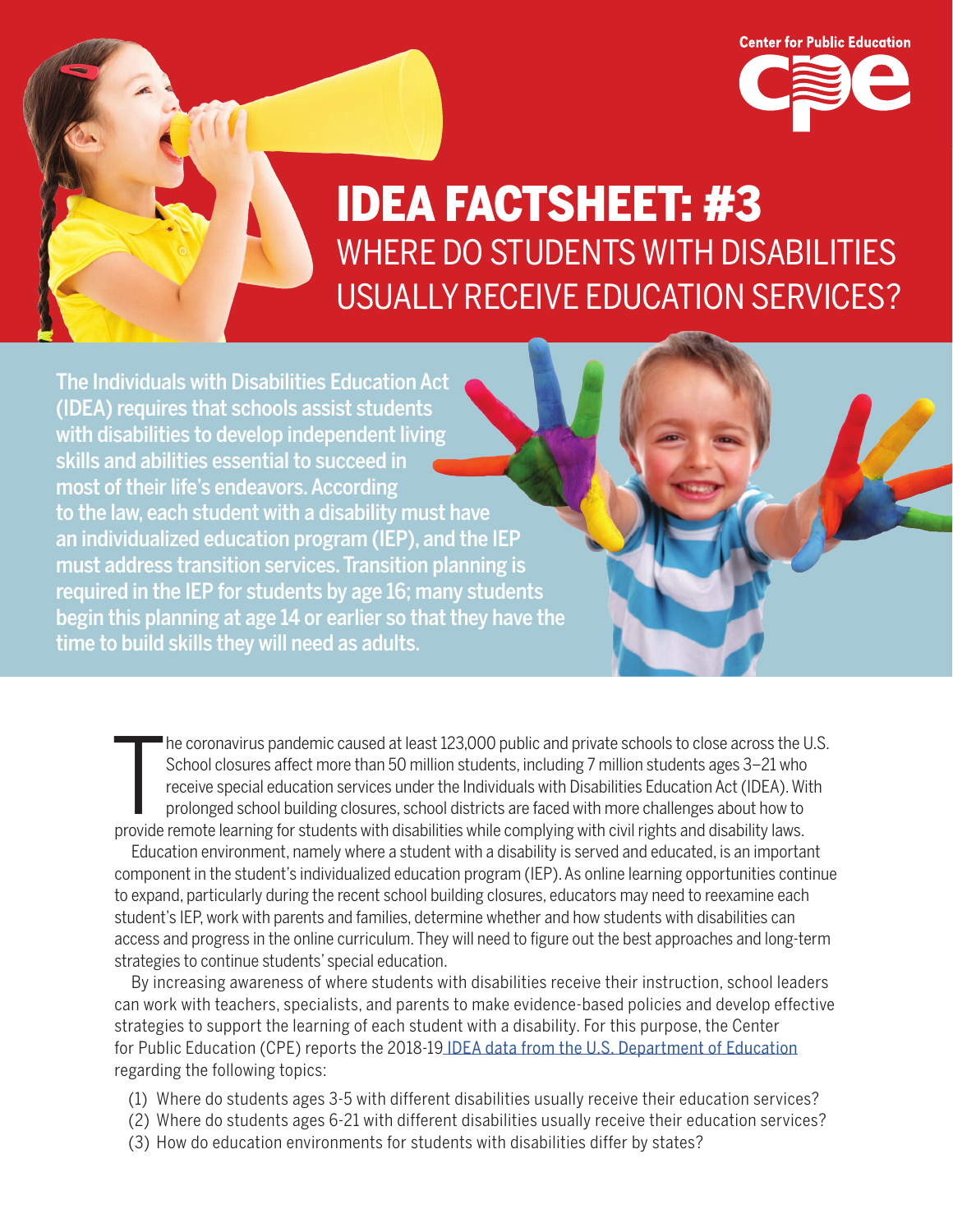Center for Public Education

# IDEA FACTSHEET: #3

## WHERE DO STUDENTS WITH DISABILITIES USUALLY RECEIVE EDUCATION SERVICES?

**The Individuals with Disabilities Education Act (IDEA) requires that schools assist students with disabilities to develop independent living skills and abilities essential to succeed in most of their life's endeavors. According to the law, each student with a disability must have an individualized education program (IEP), and the IEP must address transition services. Transition planning is required in the IEP for students by age 16; many students begin this planning at age 14 or earlier so that they have the time to build skills they will need as adults.**

The coronavirus pandemic caused at least 123,000 public and private schools to close across the U.S. School closures affect more than 50 million students, including 7 million students ages 3–21 who receive special education services under the Individuals with Disabilities Education Act (IDEA). With prolonged school building closures, school districts are faced with more challenges about how to provide remote learning for students with disabilities while complying with civil rights and disability laws.

Education environment, namely where a student with a disability is served and educated, is an important component in the student's individualized education program (IEP). As online learning opportunities continue to expand, particularly during the recent school building closures, educators may need to reexamine each student's IEP, work with parents and families, determine whether and how students with disabilities can access and progress in the online curriculum. They will need to figure out the best approaches and long-term strategies to continue students' special education.

By increasing awareness of where students with disabilities receive their instruction, school leaders can work with teachers, specialists, and parents to make evidence-based policies and develop effective strategies to support the learning of each student with a disability. For this purpose, the Center for Public Education (CPE) reports the 2018-19 IDEA data from the U.S. Department of Education regarding the following topics:

(1) Where do students ages 3-5 with different disabilities usually receive their education services?
(2) Where do students ages 6-21 with different disabilities usually receive their education services?
(3) How do education environments for students with disabilities differ by states?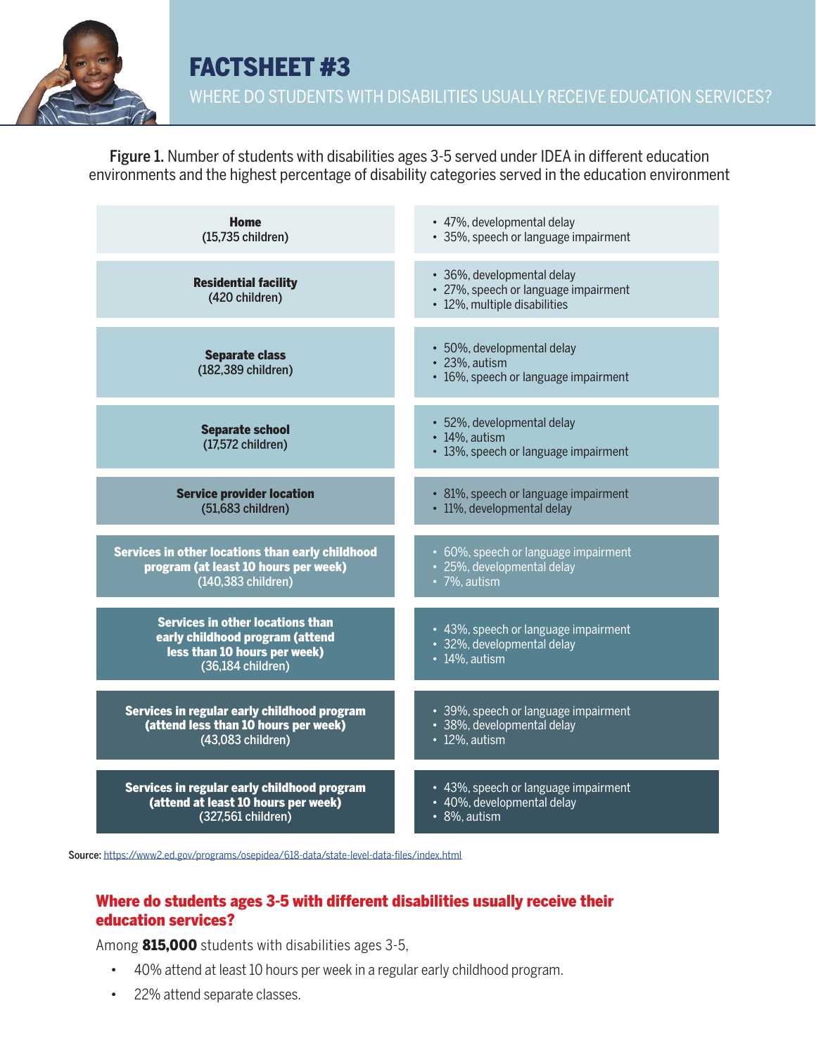# FACTSHEET #3

WHERE DO STUDENTS WITH DISABILITIES USUALLY RECEIVE EDUCATION SERVICES?

**Figure 1.** Number of students with disabilities ages 3-5 served under IDEA in different education environments and the highest percentage of disability categories served in the education environment

| | |
|---|---|
| **Home** (15,735 children) | • 47%, developmental delay<br>• 35%, speech or language impairment |
| **Residential facility** (420 children) | • 36%, developmental delay<br>• 27%, speech or language impairment<br>• 12%, multiple disabilities |
| **Separate class** (182,389 children) | • 50%, developmental delay<br>• 23%, autism<br>• 16%, speech or language impairment |
| **Separate school** (17,572 children) | • 52%, developmental delay<br>• 14%, autism<br>• 13%, speech or language impairment |
| **Service provider location** (51,683 children) | • 81%, speech or language impairment<br>• 11%, developmental delay |
| **Services in other locations than early childhood program (at least 10 hours per week)** (140,383 children) | • 60%, speech or language impairment<br>• 25%, developmental delay<br>• 7%, autism |
| **Services in other locations than early childhood program (attend less than 10 hours per week)** (36,184 children) | • 43%, speech or language impairment<br>• 32%, developmental delay<br>• 14%, autism |
| **Services in regular early childhood program (attend less than 10 hours per week)** (43,083 children) | • 39%, speech or language impairment<br>• 38%, developmental delay<br>• 12%, autism |
| **Services in regular early childhood program (attend at least 10 hours per week)** (327,561 children) | • 43%, speech or language impairment<br>• 40%, developmental delay<br>• 8%, autism |

**Source:** https://www2.ed.gov/programs/osepidea/618-data/state-level-data-files/index.html

## Where do students ages 3-5 with different disabilities usually receive their education services?

Among **815,000** students with disabilities ages 3-5,

- 40% attend at least 10 hours per week in a regular early childhood program.
- 22% attend separate classes.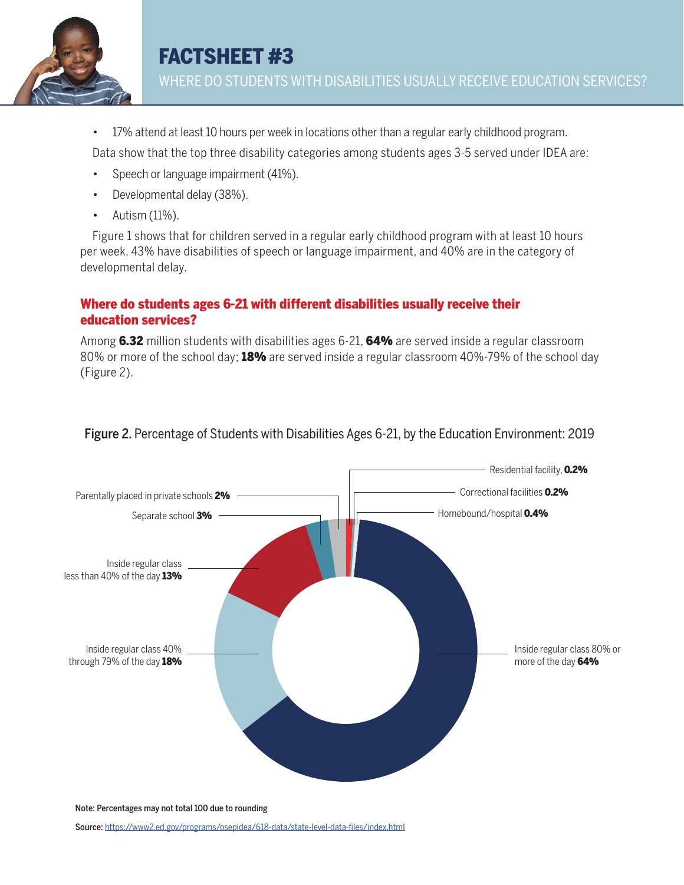# FACTSHEET #3

WHERE DO STUDENTS WITH DISABILITIES USUALLY RECEIVE EDUCATION SERVICES?

- 17% attend at least 10 hours per week in locations other than a regular early childhood program.

Data show that the top three disability categories among students ages 3-5 served under IDEA are:

- Speech or language impairment (41%).
- Developmental delay (38%).
- Autism (11%).

Figure 1 shows that for children served in a regular early childhood program with at least 10 hours per week, 43% have disabilities of speech or language impairment, and 40% are in the category of developmental delay.

## Where do students ages 6-21 with different disabilities usually receive their education services?

Among **6.32** million students with disabilities ages 6-21, **64%** are served inside a regular classroom 80% or more of the school day; **18%** are served inside a regular classroom 40%-79% of the school day (Figure 2).

Figure 2. Percentage of Students with Disabilities Ages 6-21, by the Education Environment: 2019

Residential facility, **0.2%**

Correctional facilities **0.2%**

Homebound/hospital **0.4%**

Parentally placed in private schools **2%**

Separate school **3%**

Inside regular class less than 40% of the day **13%**

Inside regular class 40% through 79% of the day **18%**

Inside regular class 80% or more of the day **64%**

Note: Percentages may not total 100 due to rounding

Source: https://www2.ed.gov/programs/osepidea/618-data/state-level-data-files/index.html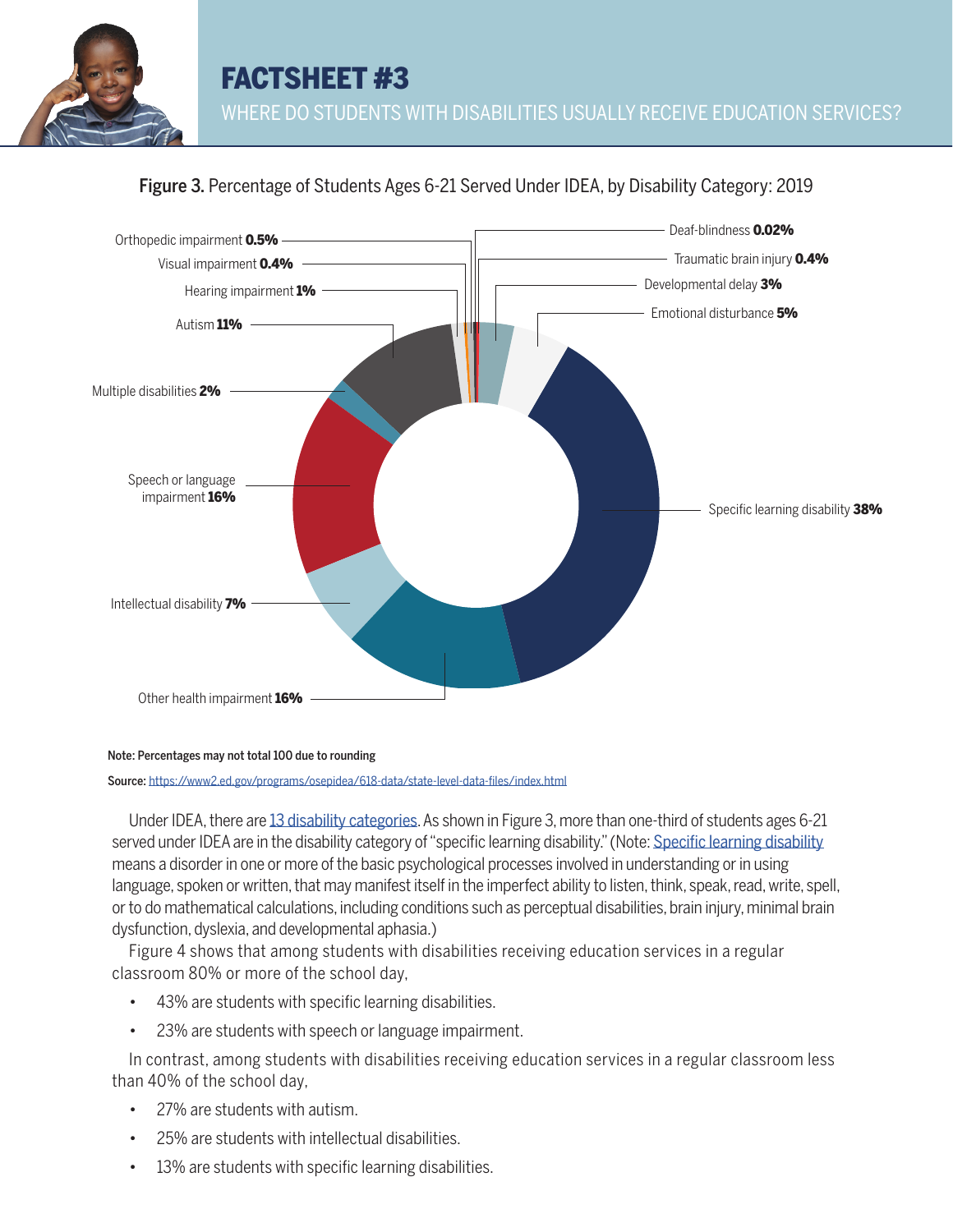# FACTSHEET #3

## WHERE DO STUDENTS WITH DISABILITIES USUALLY RECEIVE EDUCATION SERVICES?

**Figure 3.** Percentage of Students Ages 6-21 Served Under IDEA, by Disability Category: 2019

Orthopedic impairment **0.5%**
Visual impairment **0.4%**
Hearing impairment **1%**
Autism **11%**
Multiple disabilities **2%**
Speech or language impairment **16%**
Intellectual disability **7%**
Other health impairment **16%**
Deaf-blindness **0.02%**
Traumatic brain injury **0.4%**
Developmental delay **3%**
Emotional disturbance **5%**
Specific learning disability **38%**

**Note: Percentages may not total 100 due to rounding**

**Source:** https://www2.ed.gov/programs/osepidea/618-data/state-level-data-files/index.html

Under IDEA, there are 13 disability categories. As shown in Figure 3, more than one-third of students ages 6-21 served under IDEA are in the disability category of "specific learning disability." (Note: Specific learning disability means a disorder in one or more of the basic psychological processes involved in understanding or in using language, spoken or written, that may manifest itself in the imperfect ability to listen, think, speak, read, write, spell, or to do mathematical calculations, including conditions such as perceptual disabilities, brain injury, minimal brain dysfunction, dyslexia, and developmental aphasia.)

Figure 4 shows that among students with disabilities receiving education services in a regular classroom 80% or more of the school day,

- 43% are students with specific learning disabilities.
- 23% are students with speech or language impairment.

In contrast, among students with disabilities receiving education services in a regular classroom less than 40% of the school day,

- 27% are students with autism.
- 25% are students with intellectual disabilities.
- 13% are students with specific learning disabilities.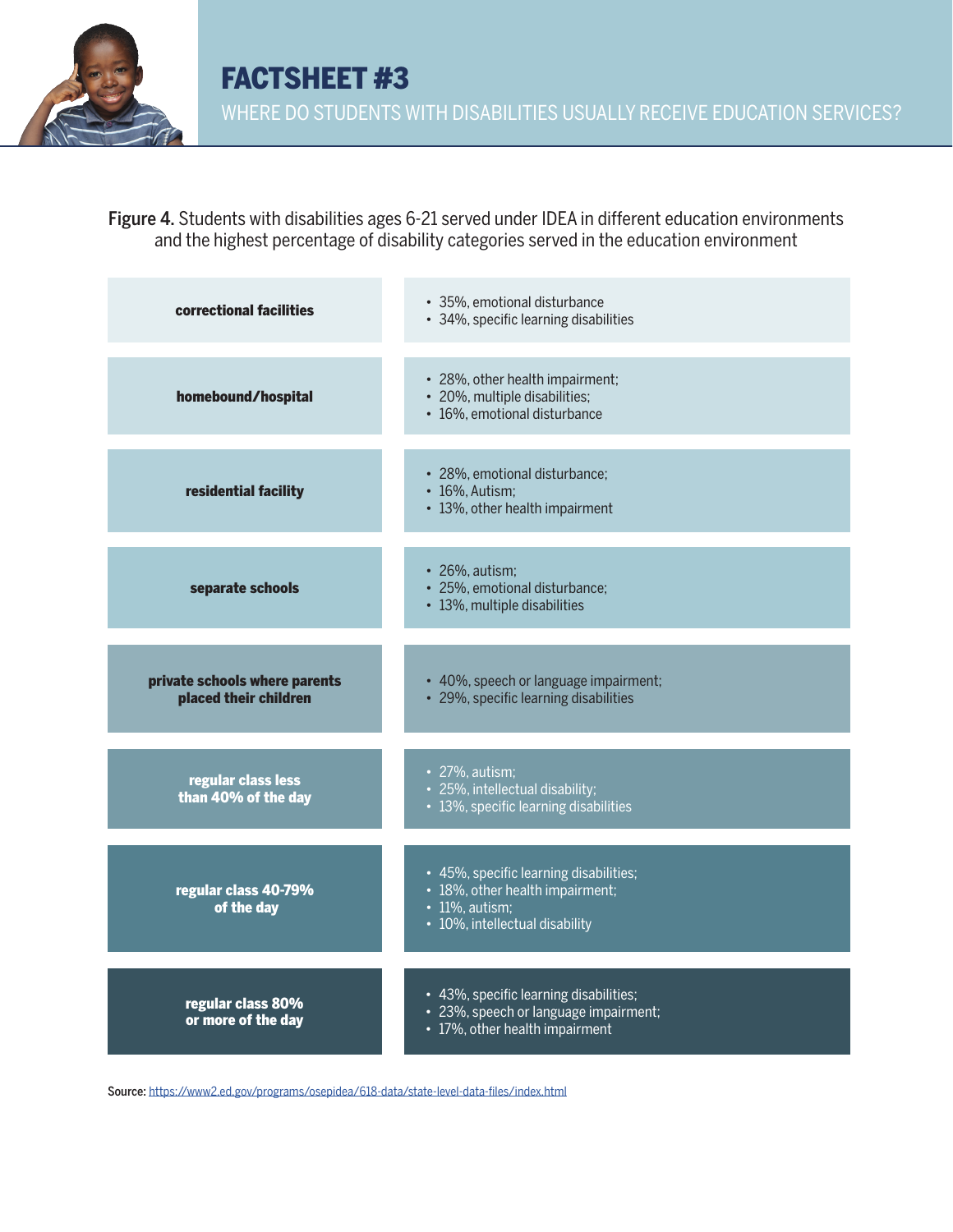# FACTSHEET #3

WHERE DO STUDENTS WITH DISABILITIES USUALLY RECEIVE EDUCATION SERVICES?

**Figure 4.** Students with disabilities ages 6-21 served under IDEA in different education environments and the highest percentage of disability categories served in the education environment

| | |
|---|---|
| **correctional facilities** | • 35%, emotional disturbance<br>• 34%, specific learning disabilities |
| **homebound/hospital** | • 28%, other health impairment;<br>• 20%, multiple disabilities;<br>• 16%, emotional disturbance |
| **residential facility** | • 28%, emotional disturbance;<br>• 16%, Autism;<br>• 13%, other health impairment |
| **separate schools** | • 26%, autism;<br>• 25%, emotional disturbance;<br>• 13%, multiple disabilities |
| **private schools where parents placed their children** | • 40%, speech or language impairment;<br>• 29%, specific learning disabilities |
| **regular class less than 40% of the day** | • 27%, autism;<br>• 25%, intellectual disability;<br>• 13%, specific learning disabilities |
| **regular class 40-79% of the day** | • 45%, specific learning disabilities;<br>• 18%, other health impairment;<br>• 11%, autism;<br>• 10%, intellectual disability |
| **regular class 80% or more of the day** | • 43%, specific learning disabilities;<br>• 23%, speech or language impairment;<br>• 17%, other health impairment |

**Source:** https://www2.ed.gov/programs/osepidea/618-data/state-level-data-files/index.html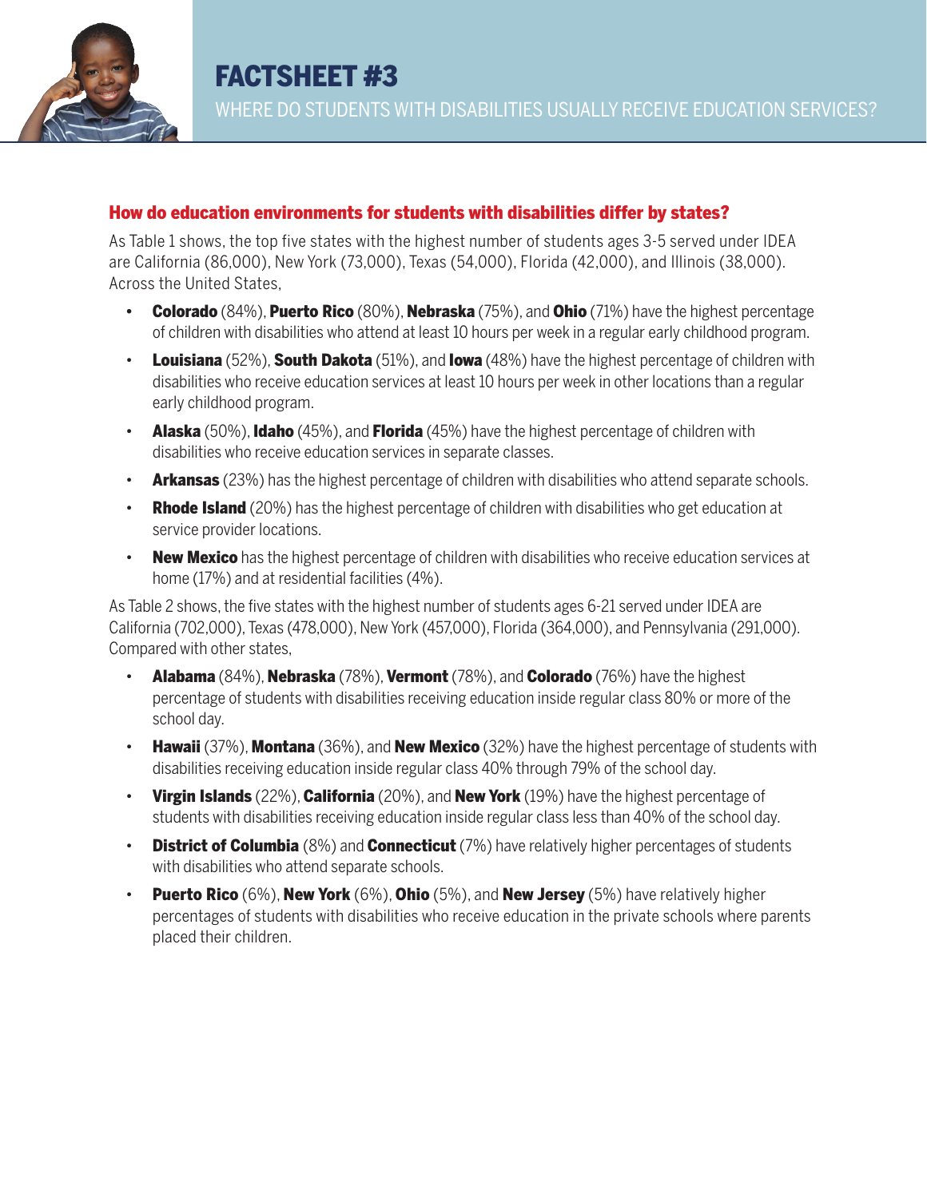# FACTSHEET #3

WHERE DO STUDENTS WITH DISABILITIES USUALLY RECEIVE EDUCATION SERVICES?

## How do education environments for students with disabilities differ by states?

As Table 1 shows, the top five states with the highest number of students ages 3-5 served under IDEA are California (86,000), New York (73,000), Texas (54,000), Florida (42,000), and Illinois (38,000). Across the United States,

- **Colorado** (84%), **Puerto Rico** (80%), **Nebraska** (75%), and **Ohio** (71%) have the highest percentage of children with disabilities who attend at least 10 hours per week in a regular early childhood program.
- **Louisiana** (52%), **South Dakota** (51%), and **Iowa** (48%) have the highest percentage of children with disabilities who receive education services at least 10 hours per week in other locations than a regular early childhood program.
- **Alaska** (50%), **Idaho** (45%), and **Florida** (45%) have the highest percentage of children with disabilities who receive education services in separate classes.
- **Arkansas** (23%) has the highest percentage of children with disabilities who attend separate schools.
- **Rhode Island** (20%) has the highest percentage of children with disabilities who get education at service provider locations.
- **New Mexico** has the highest percentage of children with disabilities who receive education services at home (17%) and at residential facilities (4%).

As Table 2 shows, the five states with the highest number of students ages 6-21 served under IDEA are California (702,000), Texas (478,000), New York (457,000), Florida (364,000), and Pennsylvania (291,000). Compared with other states,

- **Alabama** (84%), **Nebraska** (78%), **Vermont** (78%), and **Colorado** (76%) have the highest percentage of students with disabilities receiving education inside regular class 80% or more of the school day.
- **Hawaii** (37%), **Montana** (36%), and **New Mexico** (32%) have the highest percentage of students with disabilities receiving education inside regular class 40% through 79% of the school day.
- **Virgin Islands** (22%), **California** (20%), and **New York** (19%) have the highest percentage of students with disabilities receiving education inside regular class less than 40% of the school day.
- **District of Columbia** (8%) and **Connecticut** (7%) have relatively higher percentages of students with disabilities who attend separate schools.
- **Puerto Rico** (6%), **New York** (6%), **Ohio** (5%), and **New Jersey** (5%) have relatively higher percentages of students with disabilities who receive education in the private schools where parents placed their children.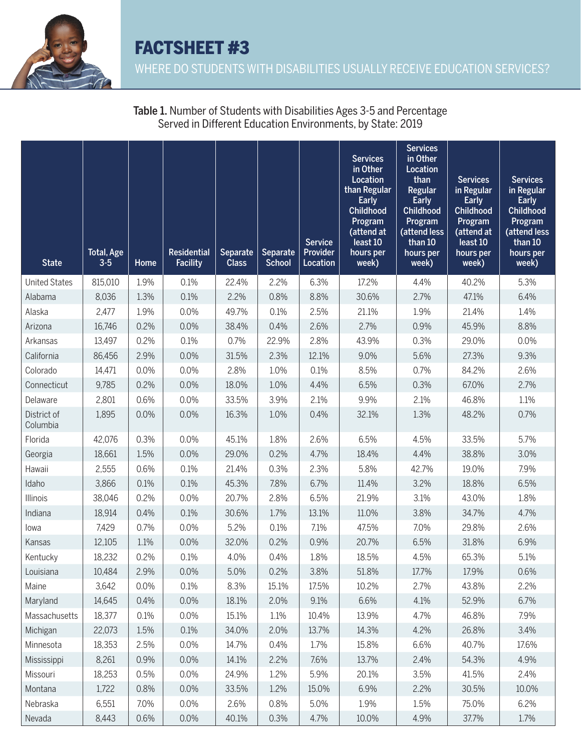# FACTSHEET #3

WHERE DO STUDENTS WITH DISABILITIES USUALLY RECEIVE EDUCATION SERVICES?

**Table 1.** Number of Students with Disabilities Ages 3-5 and Percentage Served in Different Education Environments, by State: 2019

| State | Total, Age 3-5 | Home | Residential Facility | Separate Class | Separate School | Service Provider Location | Services in Other Location than Regular Early Childhood Program (attend at least 10 hours per week) | Services in Other Location than Regular Early Childhood Program (attend less than 10 hours per week) | Services in Regular Early Childhood Program (attend at least 10 hours per week) | Services in Regular Early Childhood Program (attend less than 10 hours per week) |
|---|---|---|---|---|---|---|---|---|---|---|
| United States | 815,010 | 1.9% | 0.1% | 22.4% | 2.2% | 6.3% | 17.2% | 4.4% | 40.2% | 5.3% |
| Alabama | 8,036 | 1.3% | 0.1% | 2.2% | 0.8% | 8.8% | 30.6% | 2.7% | 47.1% | 6.4% |
| Alaska | 2,477 | 1.9% | 0.0% | 49.7% | 0.1% | 2.5% | 21.1% | 1.9% | 21.4% | 1.4% |
| Arizona | 16,746 | 0.2% | 0.0% | 38.4% | 0.4% | 2.6% | 2.7% | 0.9% | 45.9% | 8.8% |
| Arkansas | 13,497 | 0.2% | 0.1% | 0.7% | 22.9% | 2.8% | 43.9% | 0.3% | 29.0% | 0.0% |
| California | 86,456 | 2.9% | 0.0% | 31.5% | 2.3% | 12.1% | 9.0% | 5.6% | 27.3% | 9.3% |
| Colorado | 14,471 | 0.0% | 0.0% | 2.8% | 1.0% | 0.1% | 8.5% | 0.7% | 84.2% | 2.6% |
| Connecticut | 9,785 | 0.2% | 0.0% | 18.0% | 1.0% | 4.4% | 6.5% | 0.3% | 67.0% | 2.7% |
| Delaware | 2,801 | 0.6% | 0.0% | 33.5% | 3.9% | 2.1% | 9.9% | 2.1% | 46.8% | 1.1% |
| District of Columbia | 1,895 | 0.0% | 0.0% | 16.3% | 1.0% | 0.4% | 32.1% | 1.3% | 48.2% | 0.7% |
| Florida | 42,076 | 0.3% | 0.0% | 45.1% | 1.8% | 2.6% | 6.5% | 4.5% | 33.5% | 5.7% |
| Georgia | 18,661 | 1.5% | 0.0% | 29.0% | 0.2% | 4.7% | 18.4% | 4.4% | 38.8% | 3.0% |
| Hawaii | 2,555 | 0.6% | 0.1% | 21.4% | 0.3% | 2.3% | 5.8% | 42.7% | 19.0% | 7.9% |
| Idaho | 3,866 | 0.1% | 0.1% | 45.3% | 7.8% | 6.7% | 11.4% | 3.2% | 18.8% | 6.5% |
| Illinois | 38,046 | 0.2% | 0.0% | 20.7% | 2.8% | 6.5% | 21.9% | 3.1% | 43.0% | 1.8% |
| Indiana | 18,914 | 0.4% | 0.1% | 30.6% | 1.7% | 13.1% | 11.0% | 3.8% | 34.7% | 4.7% |
| Iowa | 7,429 | 0.7% | 0.0% | 5.2% | 0.1% | 7.1% | 47.5% | 7.0% | 29.8% | 2.6% |
| Kansas | 12,105 | 1.1% | 0.0% | 32.0% | 0.2% | 0.9% | 20.7% | 6.5% | 31.8% | 6.9% |
| Kentucky | 18,232 | 0.2% | 0.1% | 4.0% | 0.4% | 1.8% | 18.5% | 4.5% | 65.3% | 5.1% |
| Louisiana | 10,484 | 2.9% | 0.0% | 5.0% | 0.2% | 3.8% | 51.8% | 17.7% | 17.9% | 0.6% |
| Maine | 3,642 | 0.0% | 0.1% | 8.3% | 15.1% | 17.5% | 10.2% | 2.7% | 43.8% | 2.2% |
| Maryland | 14,645 | 0.4% | 0.0% | 18.1% | 2.0% | 9.1% | 6.6% | 4.1% | 52.9% | 6.7% |
| Massachusetts | 18,377 | 0.1% | 0.0% | 15.1% | 1.1% | 10.4% | 13.9% | 4.7% | 46.8% | 7.9% |
| Michigan | 22,073 | 1.5% | 0.1% | 34.0% | 2.0% | 13.7% | 14.3% | 4.2% | 26.8% | 3.4% |
| Minnesota | 18,353 | 2.5% | 0.0% | 14.7% | 0.4% | 1.7% | 15.8% | 6.6% | 40.7% | 17.6% |
| Mississippi | 8,261 | 0.9% | 0.0% | 14.1% | 2.2% | 7.6% | 13.7% | 2.4% | 54.3% | 4.9% |
| Missouri | 18,253 | 0.5% | 0.0% | 24.9% | 1.2% | 5.9% | 20.1% | 3.5% | 41.5% | 2.4% |
| Montana | 1,722 | 0.8% | 0.0% | 33.5% | 1.2% | 15.0% | 6.9% | 2.2% | 30.5% | 10.0% |
| Nebraska | 6,551 | 7.0% | 0.0% | 2.6% | 0.8% | 5.0% | 1.9% | 1.5% | 75.0% | 6.2% |
| Nevada | 8,443 | 0.6% | 0.0% | 40.1% | 0.3% | 4.7% | 10.0% | 4.9% | 37.7% | 1.7% |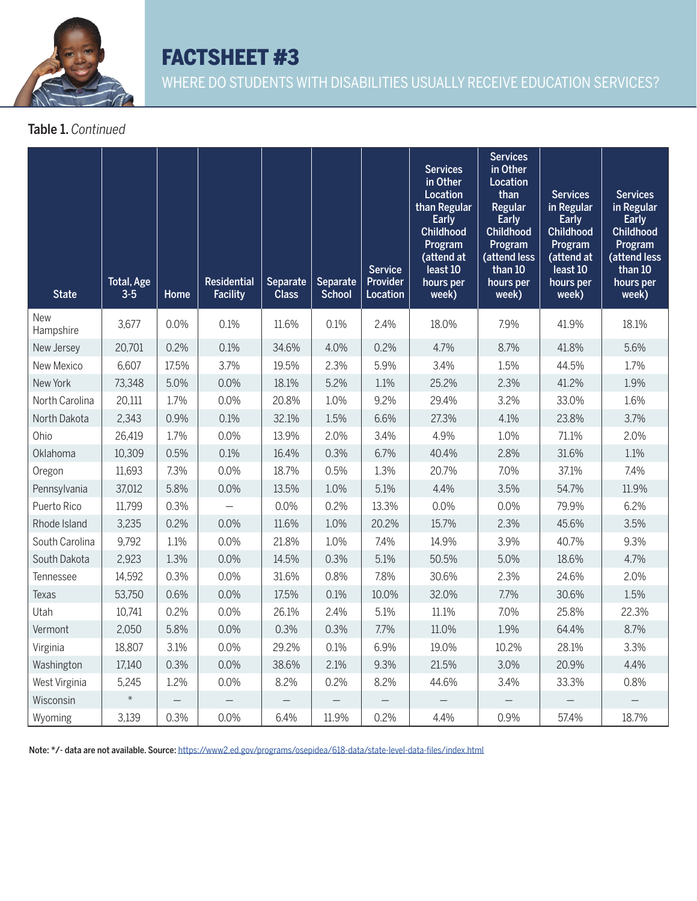# FACTSHEET #3

WHERE DO STUDENTS WITH DISABILITIES USUALLY RECEIVE EDUCATION SERVICES?

**Table 1.** *Continued*

| State | Total, Age 3-5 | Home | Residential Facility | Separate Class | Separate School | Service Provider Location | Services in Other Location than Regular Early Childhood Program (attend at least 10 hours per week) | Services in Other Location than Regular Early Childhood Program (attend less than 10 hours per week) | Services in Regular Early Childhood Program (attend at least 10 hours per week) | Services in Regular Early Childhood Program (attend less than 10 hours per week) |
|---|---|---|---|---|---|---|---|---|---|---|
| New Hampshire | 3,677 | 0.0% | 0.1% | 11.6% | 0.1% | 2.4% | 18.0% | 7.9% | 41.9% | 18.1% |
| New Jersey | 20,701 | 0.2% | 0.1% | 34.6% | 4.0% | 0.2% | 4.7% | 8.7% | 41.8% | 5.6% |
| New Mexico | 6,607 | 17.5% | 3.7% | 19.5% | 2.3% | 5.9% | 3.4% | 1.5% | 44.5% | 1.7% |
| New York | 73,348 | 5.0% | 0.0% | 18.1% | 5.2% | 1.1% | 25.2% | 2.3% | 41.2% | 1.9% |
| North Carolina | 20,111 | 1.7% | 0.0% | 20.8% | 1.0% | 9.2% | 29.4% | 3.2% | 33.0% | 1.6% |
| North Dakota | 2,343 | 0.9% | 0.1% | 32.1% | 1.5% | 6.6% | 27.3% | 4.1% | 23.8% | 3.7% |
| Ohio | 26,419 | 1.7% | 0.0% | 13.9% | 2.0% | 3.4% | 4.9% | 1.0% | 71.1% | 2.0% |
| Oklahoma | 10,309 | 0.5% | 0.1% | 16.4% | 0.3% | 6.7% | 40.4% | 2.8% | 31.6% | 1.1% |
| Oregon | 11,693 | 7.3% | 0.0% | 18.7% | 0.5% | 1.3% | 20.7% | 7.0% | 37.1% | 7.4% |
| Pennsylvania | 37,012 | 5.8% | 0.0% | 13.5% | 1.0% | 5.1% | 4.4% | 3.5% | 54.7% | 11.9% |
| Puerto Rico | 11,799 | 0.3% | – | 0.0% | 0.2% | 13.3% | 0.0% | 0.0% | 79.9% | 6.2% |
| Rhode Island | 3,235 | 0.2% | 0.0% | 11.6% | 1.0% | 20.2% | 15.7% | 2.3% | 45.6% | 3.5% |
| South Carolina | 9,792 | 1.1% | 0.0% | 21.8% | 1.0% | 7.4% | 14.9% | 3.9% | 40.7% | 9.3% |
| South Dakota | 2,923 | 1.3% | 0.0% | 14.5% | 0.3% | 5.1% | 50.5% | 5.0% | 18.6% | 4.7% |
| Tennessee | 14,592 | 0.3% | 0.0% | 31.6% | 0.8% | 7.8% | 30.6% | 2.3% | 24.6% | 2.0% |
| Texas | 53,750 | 0.6% | 0.0% | 17.5% | 0.1% | 10.0% | 32.0% | 7.7% | 30.6% | 1.5% |
| Utah | 10,741 | 0.2% | 0.0% | 26.1% | 2.4% | 5.1% | 11.1% | 7.0% | 25.8% | 22.3% |
| Vermont | 2,050 | 5.8% | 0.0% | 0.3% | 0.3% | 7.7% | 11.0% | 1.9% | 64.4% | 8.7% |
| Virginia | 18,807 | 3.1% | 0.0% | 29.2% | 0.1% | 6.9% | 19.0% | 10.2% | 28.1% | 3.3% |
| Washington | 17,140 | 0.3% | 0.0% | 38.6% | 2.1% | 9.3% | 21.5% | 3.0% | 20.9% | 4.4% |
| West Virginia | 5,245 | 1.2% | 0.0% | 8.2% | 0.2% | 8.2% | 44.6% | 3.4% | 33.3% | 0.8% |
| Wisconsin | * | – | – | – | – | – | – | – | – | – |
| Wyoming | 3,139 | 0.3% | 0.0% | 6.4% | 11.9% | 0.2% | 4.4% | 0.9% | 57.4% | 18.7% |

**Note: */- data are not available. Source:** https://www2.ed.gov/programs/osepidea/618-data/state-level-data-files/index.html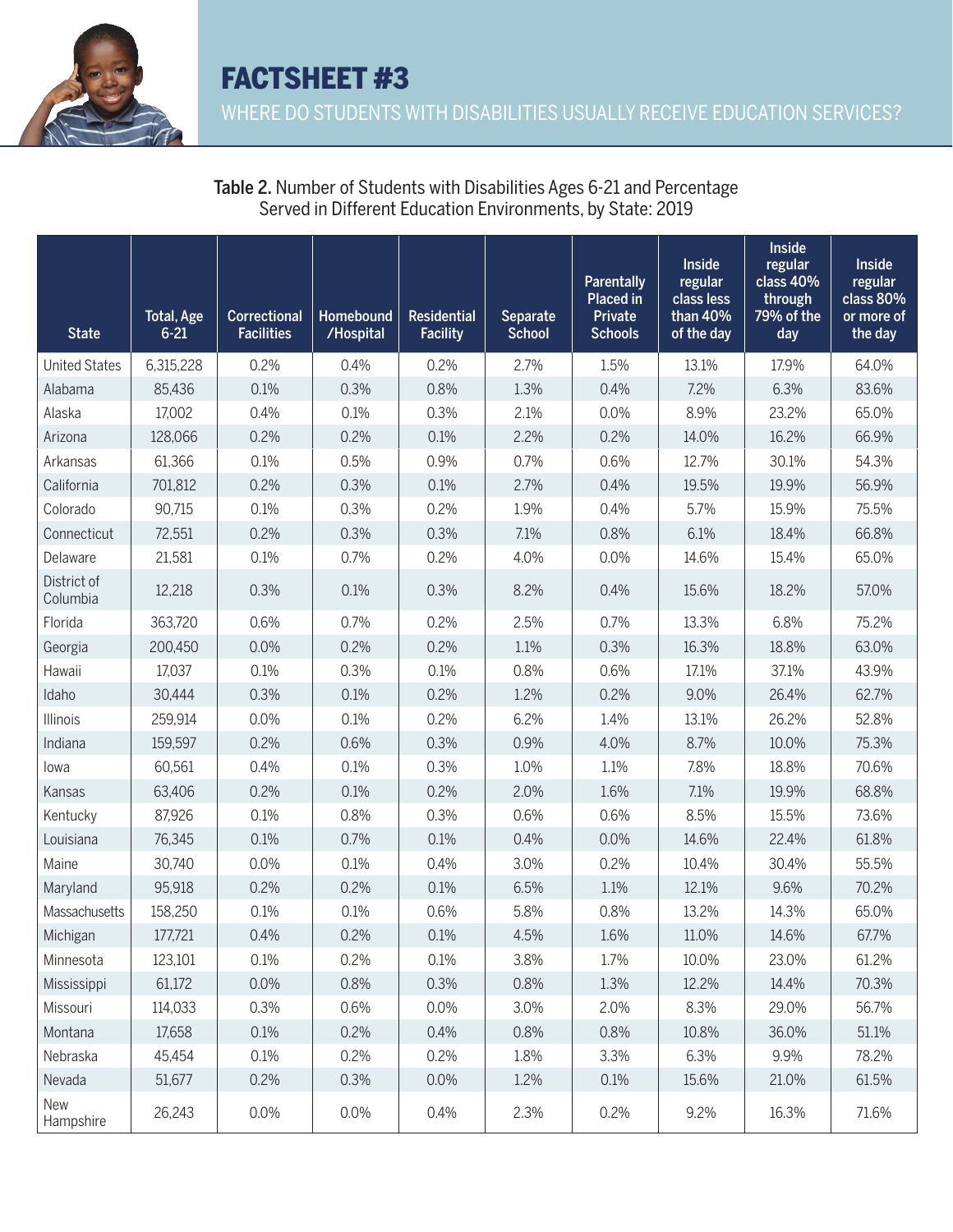# FACTSHEET #3

WHERE DO STUDENTS WITH DISABILITIES USUALLY RECEIVE EDUCATION SERVICES?

**Table 2.** Number of Students with Disabilities Ages 6-21 and Percentage Served in Different Education Environments, by State: 2019

| State | Total, Age 6-21 | Correctional Facilities | Homebound /Hospital | Residential Facility | Separate School | Parentally Placed in Private Schools | Inside regular class less than 40% of the day | Inside regular class 40% through 79% of the day | Inside regular class 80% or more of the day |
|---|---|---|---|---|---|---|---|---|---|
| United States | 6,315,228 | 0.2% | 0.4% | 0.2% | 2.7% | 1.5% | 13.1% | 17.9% | 64.0% |
| Alabama | 85,436 | 0.1% | 0.3% | 0.8% | 1.3% | 0.4% | 7.2% | 6.3% | 83.6% |
| Alaska | 17,002 | 0.4% | 0.1% | 0.3% | 2.1% | 0.0% | 8.9% | 23.2% | 65.0% |
| Arizona | 128,066 | 0.2% | 0.2% | 0.1% | 2.2% | 0.2% | 14.0% | 16.2% | 66.9% |
| Arkansas | 61,366 | 0.1% | 0.5% | 0.9% | 0.7% | 0.6% | 12.7% | 30.1% | 54.3% |
| California | 701,812 | 0.2% | 0.3% | 0.1% | 2.7% | 0.4% | 19.5% | 19.9% | 56.9% |
| Colorado | 90,715 | 0.1% | 0.3% | 0.2% | 1.9% | 0.4% | 5.7% | 15.9% | 75.5% |
| Connecticut | 72,551 | 0.2% | 0.3% | 0.3% | 7.1% | 0.8% | 6.1% | 18.4% | 66.8% |
| Delaware | 21,581 | 0.1% | 0.7% | 0.2% | 4.0% | 0.0% | 14.6% | 15.4% | 65.0% |
| District of Columbia | 12,218 | 0.3% | 0.1% | 0.3% | 8.2% | 0.4% | 15.6% | 18.2% | 57.0% |
| Florida | 363,720 | 0.6% | 0.7% | 0.2% | 2.5% | 0.7% | 13.3% | 6.8% | 75.2% |
| Georgia | 200,450 | 0.0% | 0.2% | 0.2% | 1.1% | 0.3% | 16.3% | 18.8% | 63.0% |
| Hawaii | 17,037 | 0.1% | 0.3% | 0.1% | 0.8% | 0.6% | 17.1% | 37.1% | 43.9% |
| Idaho | 30,444 | 0.3% | 0.1% | 0.2% | 1.2% | 0.2% | 9.0% | 26.4% | 62.7% |
| Illinois | 259,914 | 0.0% | 0.1% | 0.2% | 6.2% | 1.4% | 13.1% | 26.2% | 52.8% |
| Indiana | 159,597 | 0.2% | 0.6% | 0.3% | 0.9% | 4.0% | 8.7% | 10.0% | 75.3% |
| Iowa | 60,561 | 0.4% | 0.1% | 0.3% | 1.0% | 1.1% | 7.8% | 18.8% | 70.6% |
| Kansas | 63,406 | 0.2% | 0.1% | 0.2% | 2.0% | 1.6% | 7.1% | 19.9% | 68.8% |
| Kentucky | 87,926 | 0.1% | 0.8% | 0.3% | 0.6% | 0.6% | 8.5% | 15.5% | 73.6% |
| Louisiana | 76,345 | 0.1% | 0.7% | 0.1% | 0.4% | 0.0% | 14.6% | 22.4% | 61.8% |
| Maine | 30,740 | 0.0% | 0.1% | 0.4% | 3.0% | 0.2% | 10.4% | 30.4% | 55.5% |
| Maryland | 95,918 | 0.2% | 0.2% | 0.1% | 6.5% | 1.1% | 12.1% | 9.6% | 70.2% |
| Massachusetts | 158,250 | 0.1% | 0.1% | 0.6% | 5.8% | 0.8% | 13.2% | 14.3% | 65.0% |
| Michigan | 177,721 | 0.4% | 0.2% | 0.1% | 4.5% | 1.6% | 11.0% | 14.6% | 67.7% |
| Minnesota | 123,101 | 0.1% | 0.2% | 0.1% | 3.8% | 1.7% | 10.0% | 23.0% | 61.2% |
| Mississippi | 61,172 | 0.0% | 0.8% | 0.3% | 0.8% | 1.3% | 12.2% | 14.4% | 70.3% |
| Missouri | 114,033 | 0.3% | 0.6% | 0.0% | 3.0% | 2.0% | 8.3% | 29.0% | 56.7% |
| Montana | 17,658 | 0.1% | 0.2% | 0.4% | 0.8% | 0.8% | 10.8% | 36.0% | 51.1% |
| Nebraska | 45,454 | 0.1% | 0.2% | 0.2% | 1.8% | 3.3% | 6.3% | 9.9% | 78.2% |
| Nevada | 51,677 | 0.2% | 0.3% | 0.0% | 1.2% | 0.1% | 15.6% | 21.0% | 61.5% |
| New Hampshire | 26,243 | 0.0% | 0.0% | 0.4% | 2.3% | 0.2% | 9.2% | 16.3% | 71.6% |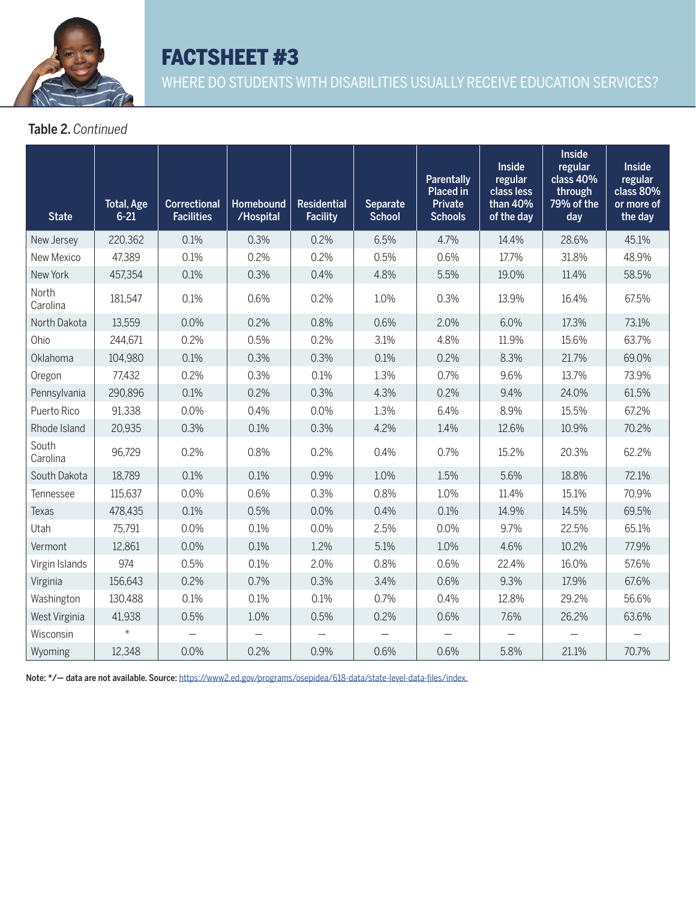# FACTSHEET #3

WHERE DO STUDENTS WITH DISABILITIES USUALLY RECEIVE EDUCATION SERVICES?

**Table 2.** *Continued*

| State | Total, Age 6-21 | Correctional Facilities | Homebound /Hospital | Residential Facility | Separate School | Parentally Placed in Private Schools | Inside regular class less than 40% of the day | Inside regular class 40% through 79% of the day | Inside regular class 80% or more of the day |
|---|---|---|---|---|---|---|---|---|---|
| New Jersey | 220,362 | 0.1% | 0.3% | 0.2% | 6.5% | 4.7% | 14.4% | 28.6% | 45.1% |
| New Mexico | 47,389 | 0.1% | 0.2% | 0.2% | 0.5% | 0.6% | 17.7% | 31.8% | 48.9% |
| New York | 457,354 | 0.1% | 0.3% | 0.4% | 4.8% | 5.5% | 19.0% | 11.4% | 58.5% |
| North Carolina | 181,547 | 0.1% | 0.6% | 0.2% | 1.0% | 0.3% | 13.9% | 16.4% | 67.5% |
| North Dakota | 13,559 | 0.0% | 0.2% | 0.8% | 0.6% | 2.0% | 6.0% | 17.3% | 73.1% |
| Ohio | 244,671 | 0.2% | 0.5% | 0.2% | 3.1% | 4.8% | 11.9% | 15.6% | 63.7% |
| Oklahoma | 104,980 | 0.1% | 0.3% | 0.3% | 0.1% | 0.2% | 8.3% | 21.7% | 69.0% |
| Oregon | 77,432 | 0.2% | 0.3% | 0.1% | 1.3% | 0.7% | 9.6% | 13.7% | 73.9% |
| Pennsylvania | 290,896 | 0.1% | 0.2% | 0.3% | 4.3% | 0.2% | 9.4% | 24.0% | 61.5% |
| Puerto Rico | 91,338 | 0.0% | 0.4% | 0.0% | 1.3% | 6.4% | 8.9% | 15.5% | 67.2% |
| Rhode Island | 20,935 | 0.3% | 0.1% | 0.3% | 4.2% | 1.4% | 12.6% | 10.9% | 70.2% |
| South Carolina | 96,729 | 0.2% | 0.8% | 0.2% | 0.4% | 0.7% | 15.2% | 20.3% | 62.2% |
| South Dakota | 18,789 | 0.1% | 0.1% | 0.9% | 1.0% | 1.5% | 5.6% | 18.8% | 72.1% |
| Tennessee | 115,637 | 0.0% | 0.6% | 0.3% | 0.8% | 1.0% | 11.4% | 15.1% | 70.9% |
| Texas | 478,435 | 0.1% | 0.5% | 0.0% | 0.4% | 0.1% | 14.9% | 14.5% | 69.5% |
| Utah | 75,791 | 0.0% | 0.1% | 0.0% | 2.5% | 0.0% | 9.7% | 22.5% | 65.1% |
| Vermont | 12,861 | 0.0% | 0.1% | 1.2% | 5.1% | 1.0% | 4.6% | 10.2% | 77.9% |
| Virgin Islands | 974 | 0.5% | 0.1% | 2.0% | 0.8% | 0.6% | 22.4% | 16.0% | 57.6% |
| Virginia | 156,643 | 0.2% | 0.7% | 0.3% | 3.4% | 0.6% | 9.3% | 17.9% | 67.6% |
| Washington | 130,488 | 0.1% | 0.1% | 0.1% | 0.7% | 0.4% | 12.8% | 29.2% | 56.6% |
| West Virginia | 41,938 | 0.5% | 1.0% | 0.5% | 0.2% | 0.6% | 7.6% | 26.2% | 63.6% |
| Wisconsin | * | — | — | — | — | — | — | — | — |
| Wyoming | 12,348 | 0.0% | 0.2% | 0.9% | 0.6% | 0.6% | 5.8% | 21.1% | 70.7% |

**Note: */— data are not available. Source:** https://www2.ed.gov/programs/osepidea/618-data/state-level-data-files/index.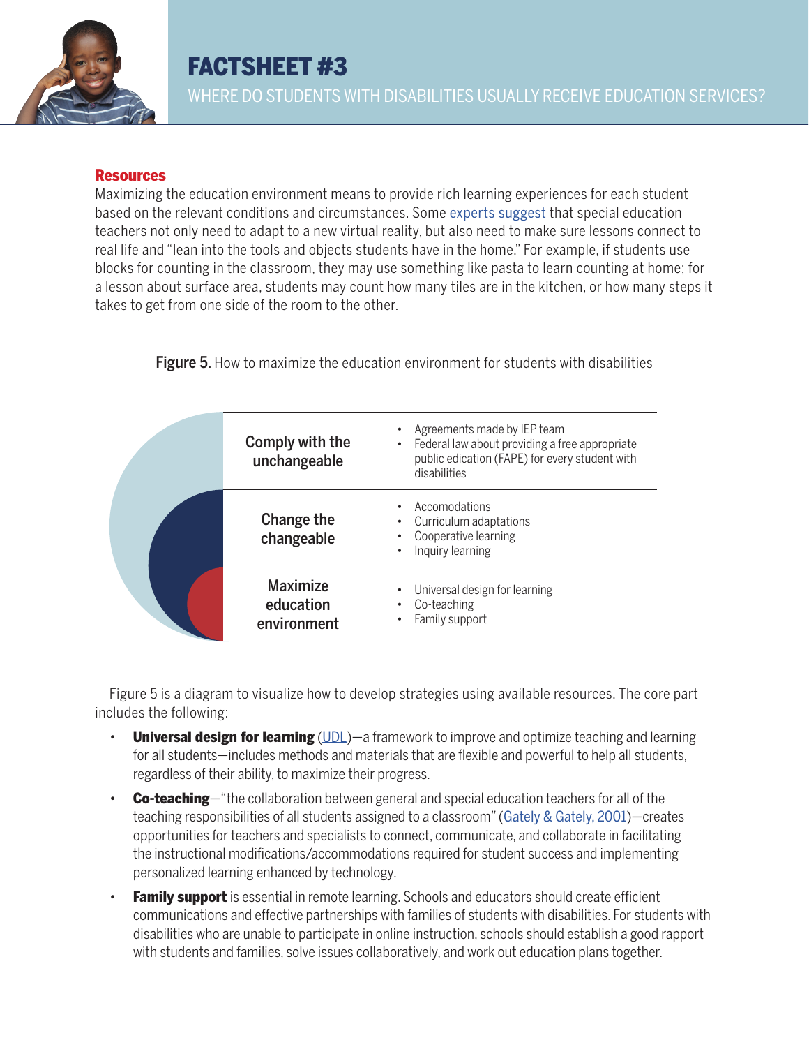# FACTSHEET #3

WHERE DO STUDENTS WITH DISABILITIES USUALLY RECEIVE EDUCATION SERVICES?

## Resources

Maximizing the education environment means to provide rich learning experiences for each student based on the relevant conditions and circumstances. Some experts suggest that special education teachers not only need to adapt to a new virtual reality, but also need to make sure lessons connect to real life and "lean into the tools and objects students have in the home." For example, if students use blocks for counting in the classroom, they may use something like pasta to learn counting at home; for a lesson about surface area, students may count how many tiles are in the kitchen, or how many steps it takes to get from one side of the room to the other.

**Figure 5.** How to maximize the education environment for students with disabilities

| | |
|---|---|
| **Comply with the unchangeable** | • Agreements made by IEP team<br>• Federal law about providing a free appropriate public edication (FAPE) for every student with disabilities |
| **Change the changeable** | • Accomodations<br>• Curriculum adaptations<br>• Cooperative learning<br>• Inquiry learning |
| **Maximize education environment** | • Universal design for learning<br>• Co-teaching<br>• Family support |

Figure 5 is a diagram to visualize how to develop strategies using available resources. The core part includes the following:

- **Universal design for learning** (UDL)—a framework to improve and optimize teaching and learning for all students—includes methods and materials that are flexible and powerful to help all students, regardless of their ability, to maximize their progress.
- **Co-teaching**—"the collaboration between general and special education teachers for all of the teaching responsibilities of all students assigned to a classroom" (Gately & Gately, 2001)—creates opportunities for teachers and specialists to connect, communicate, and collaborate in facilitating the instructional modifications/accommodations required for student success and implementing personalized learning enhanced by technology.
- **Family support** is essential in remote learning. Schools and educators should create efficient communications and effective partnerships with families of students with disabilities. For students with disabilities who are unable to participate in online instruction, schools should establish a good rapport with students and families, solve issues collaboratively, and work out education plans together.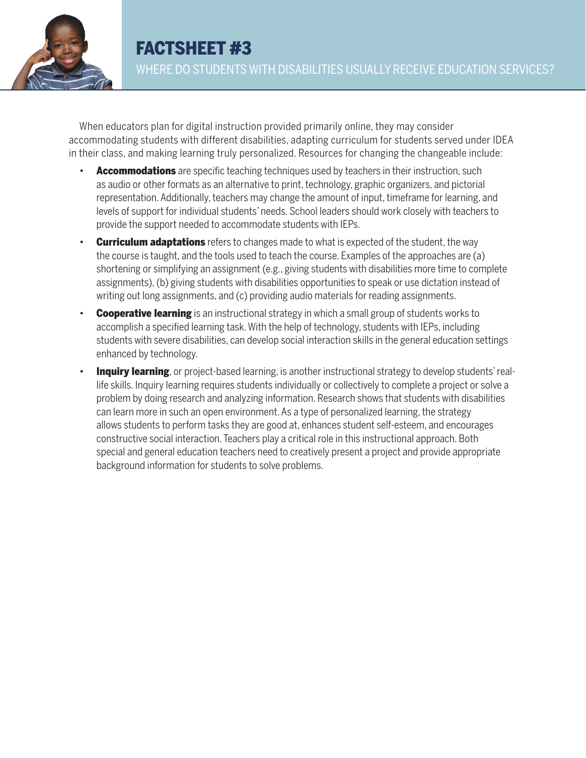# FACTSHEET #3

## WHERE DO STUDENTS WITH DISABILITIES USUALLY RECEIVE EDUCATION SERVICES?

When educators plan for digital instruction provided primarily online, they may consider accommodating students with different disabilities, adapting curriculum for students served under IDEA in their class, and making learning truly personalized. Resources for changing the changeable include:

- **Accommodations** are specific teaching techniques used by teachers in their instruction, such as audio or other formats as an alternative to print, technology, graphic organizers, and pictorial representation. Additionally, teachers may change the amount of input, timeframe for learning, and levels of support for individual students' needs. School leaders should work closely with teachers to provide the support needed to accommodate students with IEPs.
- **Curriculum adaptations** refers to changes made to what is expected of the student, the way the course is taught, and the tools used to teach the course. Examples of the approaches are (a) shortening or simplifying an assignment (e.g., giving students with disabilities more time to complete assignments), (b) giving students with disabilities opportunities to speak or use dictation instead of writing out long assignments, and (c) providing audio materials for reading assignments.
- **Cooperative learning** is an instructional strategy in which a small group of students works to accomplish a specified learning task. With the help of technology, students with IEPs, including students with severe disabilities, can develop social interaction skills in the general education settings enhanced by technology.
- **Inquiry learning**, or project-based learning, is another instructional strategy to develop students' real-life skills. Inquiry learning requires students individually or collectively to complete a project or solve a problem by doing research and analyzing information. Research shows that students with disabilities can learn more in such an open environment. As a type of personalized learning, the strategy allows students to perform tasks they are good at, enhances student self-esteem, and encourages constructive social interaction. Teachers play a critical role in this instructional approach. Both special and general education teachers need to creatively present a project and provide appropriate background information for students to solve problems.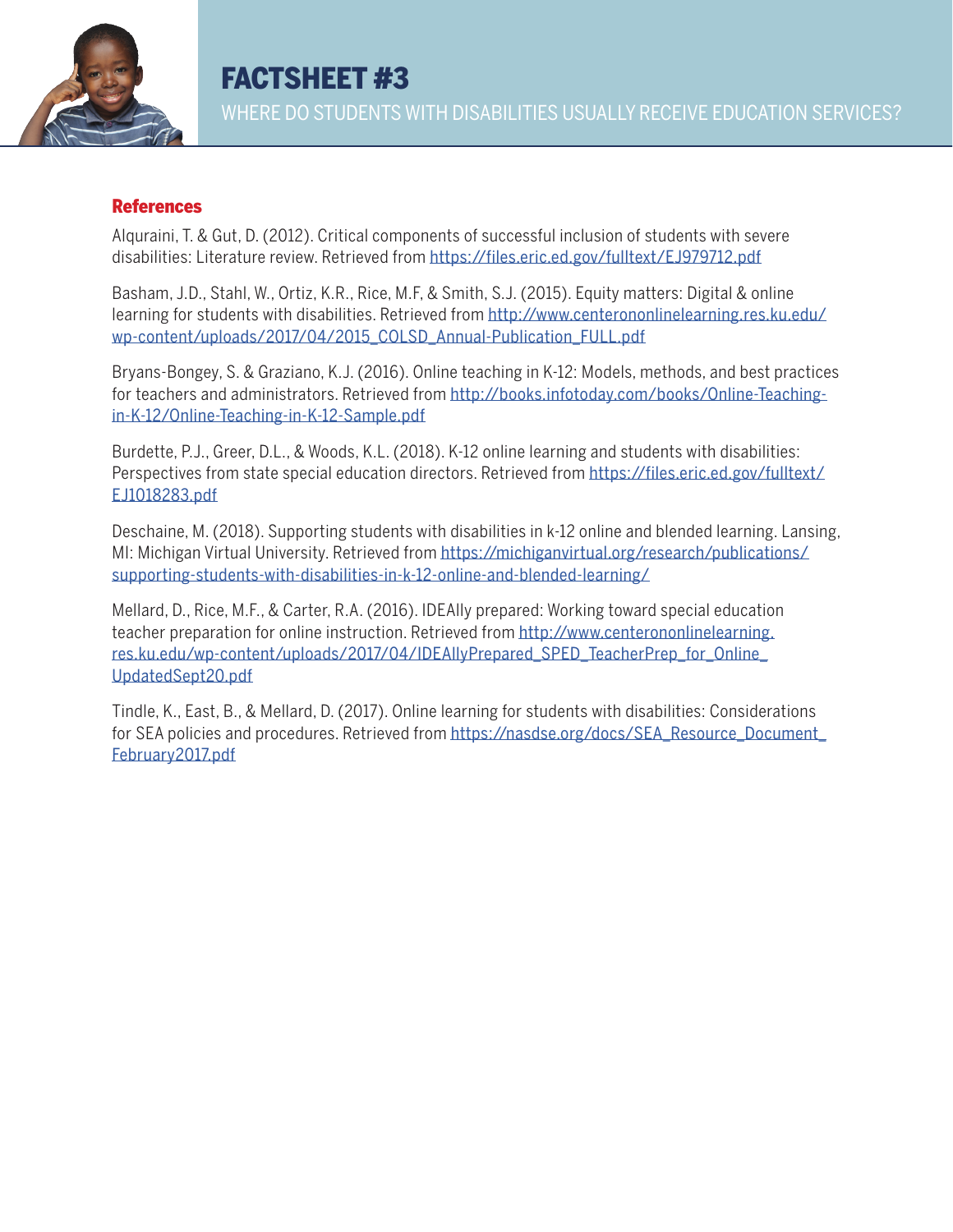# FACTSHEET #3

WHERE DO STUDENTS WITH DISABILITIES USUALLY RECEIVE EDUCATION SERVICES?

## References

Alquraini, T. & Gut, D. (2012). Critical components of successful inclusion of students with severe disabilities: Literature review. Retrieved from https://files.eric.ed.gov/fulltext/EJ979712.pdf

Basham, J.D., Stahl, W., Ortiz, K.R., Rice, M.F, & Smith, S.J. (2015). Equity matters: Digital & online learning for students with disabilities. Retrieved from http://www.centerononlinelearning.res.ku.edu/wp-content/uploads/2017/04/2015_COLSD_Annual-Publication_FULL.pdf

Bryans-Bongey, S. & Graziano, K.J. (2016). Online teaching in K-12: Models, methods, and best practices for teachers and administrators. Retrieved from http://books.infotoday.com/books/Online-Teaching-in-K-12/Online-Teaching-in-K-12-Sample.pdf

Burdette, P.J., Greer, D.L., & Woods, K.L. (2018). K-12 online learning and students with disabilities: Perspectives from state special education directors. Retrieved from https://files.eric.ed.gov/fulltext/EJ1018283.pdf

Deschaine, M. (2018). Supporting students with disabilities in k-12 online and blended learning. Lansing, MI: Michigan Virtual University. Retrieved from https://michiganvirtual.org/research/publications/supporting-students-with-disabilities-in-k-12-online-and-blended-learning/

Mellard, D., Rice, M.F., & Carter, R.A. (2016). IDEAlly prepared: Working toward special education teacher preparation for online instruction. Retrieved from http://www.centerononlinelearning.res.ku.edu/wp-content/uploads/2017/04/IDEAllyPrepared_SPED_TeacherPrep_for_Online_UpdatedSept20.pdf

Tindle, K., East, B., & Mellard, D. (2017). Online learning for students with disabilities: Considerations for SEA policies and procedures. Retrieved from https://nasdse.org/docs/SEA_Resource_Document_February2017.pdf